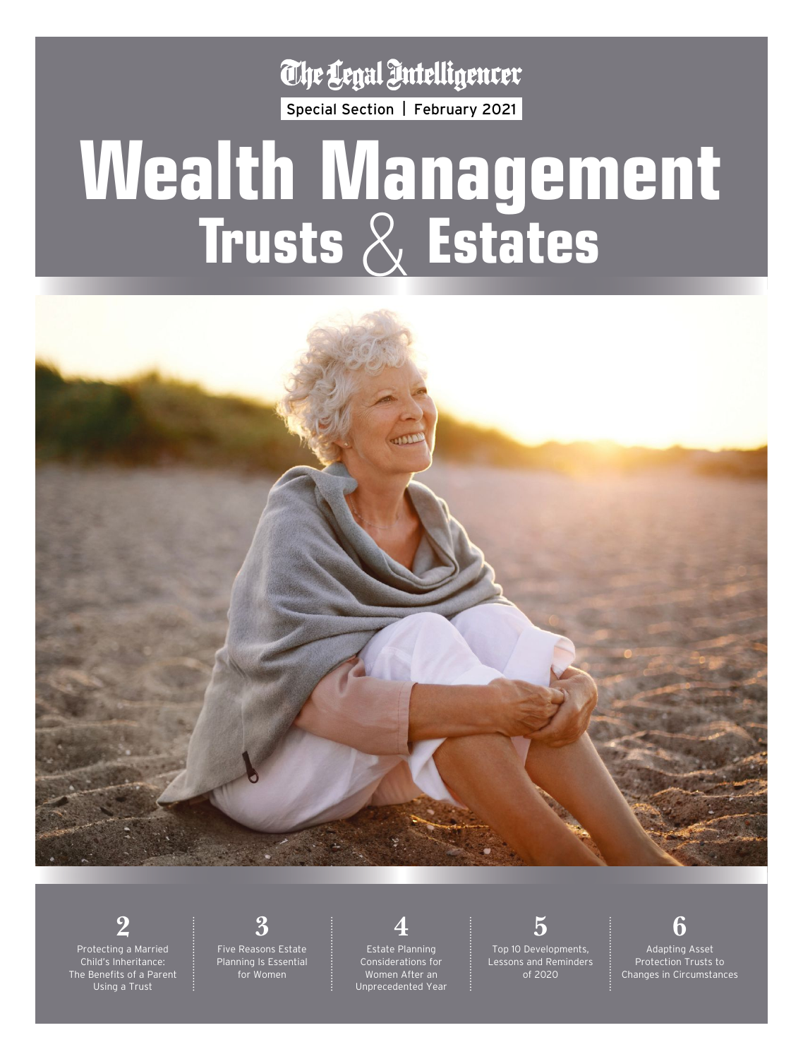The Legal Intelligencer

Special Section | February 2021

# Wealth Management Trusts & Estates

**2** Protecting a Married Child's Inheritance: The Benefits of a Parent Using a Trust

**3** Five Reasons Estate Planning Is Essential for Women

**4** Estate Planning Considerations for Women After an Unprecedented Year

**5** Top 10 Developments, Lessons and Reminders of 2020

**6** Adapting Asset Protection Trusts to Changes in Circumstances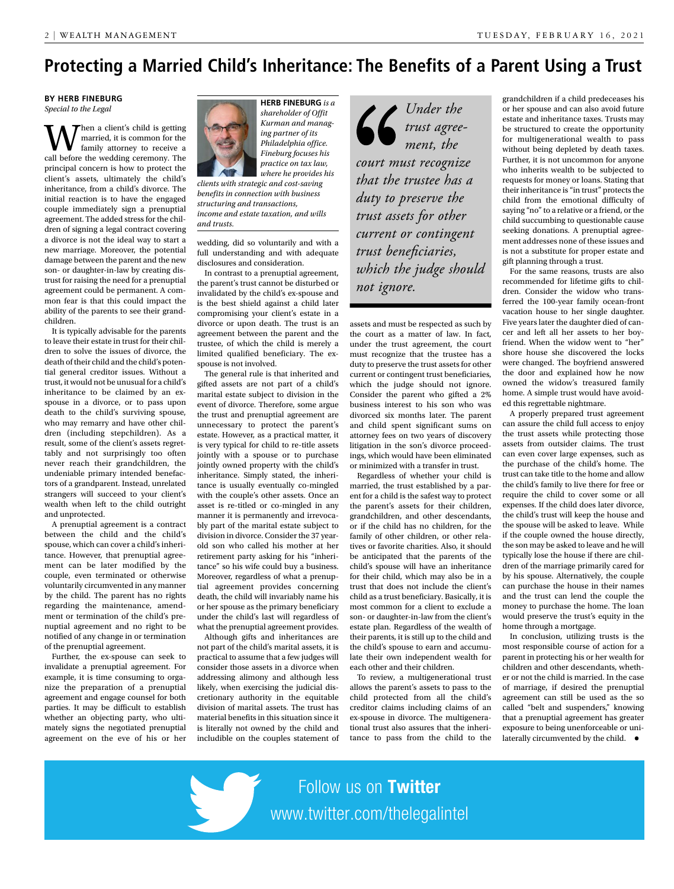# Protecting a Married Child's Inheritance: The Benefits of a Parent Using a Trust

**BY HERB FINEBURG**
*Special to the Legal*

When a client's child is getting married, it is common for the family attorney to receive a call before the wedding ceremony. The principal concern is how to protect the client's assets, ultimately the child's inheritance, from a child's divorce. The initial reaction is to have the engaged couple immediately sign a prenuptial agreement. The added stress for the children of signing a legal contract covering a divorce is not the ideal way to start a new marriage. Moreover, the potential damage between the parent and the new son- or daughter-in-law by creating distrust for raising the need for a prenuptial agreement could be permanent. A common fear is that this could impact the ability of the parents to see their grandchildren.

It is typically advisable for the parents to leave their estate in trust for their children to solve the issues of divorce, the death of their child and the child's potential general creditor issues. Without a trust, it would not be unusual for a child's inheritance to be claimed by an ex-spouse in a divorce, or to pass upon death to the child's surviving spouse, who may remarry and have other children (including stepchildren). As a result, some of the client's assets regrettably and not surprisingly too often never reach their grandchildren, the undeniable primary intended benefactors of a grandparent. Instead, unrelated strangers will succeed to your client's wealth when left to the child outright and unprotected.

A prenuptial agreement is a contract between the child and the child's spouse, which can cover a child's inheritance. However, that prenuptial agreement can be later modified by the couple, even terminated or otherwise voluntarily circumvented in any manner by the child. The parent has no rights regarding the maintenance, amendment or termination of the child's prenuptial agreement and no right to be notified of any change in or termination of the prenuptial agreement.

Further, the ex-spouse can seek to invalidate a prenuptial agreement. For example, it is time consuming to organize the preparation of a prenuptial agreement and engage counsel for both parties. It may be difficult to establish whether an objecting party, who ultimately signs the negotiated prenuptial agreement on the eve of his or her wedding, did so voluntarily and with a full understanding and with adequate disclosures and consideration.

**HERB FINEBURG** *is a shareholder of Offit Kurman and managing partner of its Philadelphia office. Fineburg focuses his practice on tax law, where he provides his clients with strategic and cost-saving benefits in connection with business structuring and transactions, income and estate taxation, and wills and trusts.*

In contrast to a prenuptial agreement, the parent's trust cannot be disturbed or invalidated by the child's ex-spouse and is the best shield against a child later compromising your client's estate in a divorce or upon death. The trust is an agreement between the parent and the trustee, of which the child is merely a limited qualified beneficiary. The ex-spouse is not involved.

The general rule is that inherited and gifted assets are not part of a child's marital estate subject to division in the event of divorce. Therefore, some argue the trust and prenuptial agreement are unnecessary to protect the parent's estate. However, as a practical matter, it is very typical for child to re-title assets jointly with a spouse or to purchase jointly owned property with the child's inheritance. Simply stated, the inheritance is usually eventually co-mingled with the couple's other assets. Once an asset is re-titled or co-mingled in any manner it is permanently and irrevocably part of the marital estate subject to division in divorce. Consider the 37 year-old son who called his mother at her retirement party asking for his "inheritance" so his wife could buy a business. Moreover, regardless of what a prenuptial agreement provides concerning death, the child will invariably name his or her spouse as the primary beneficiary under the child's last will regardless of what the prenuptial agreement provides.

Although gifts and inheritances are not part of the child's marital assets, it is practical to assume that a few judges will consider those assets in a divorce when addressing alimony and although less likely, when exercising the judicial discretionary authority in the equitable division of marital assets. The trust has material benefits in this situation since it is literally not owned by the child and includible on the couples statement of assets and must be respected as such by the court as a matter of law. In fact, under the trust agreement, the court must recognize that the trustee has a duty to preserve the trust assets for other current or contingent trust beneficiaries, which the judge should not ignore. Consider the parent who gifted a 2% business interest to his son who was divorced six months later. The parent and child spent significant sums on attorney fees on two years of discovery litigation in the son's divorce proceedings, which would have been eliminated or minimized with a transfer in trust.

> *Under the trust agreement, the court must recognize that the trustee has a duty to preserve the trust assets for other current or contingent trust beneficiaries, which the judge should not ignore.*

Regardless of whether your child is married, the trust established by a parent for a child is the safest way to protect the parent's assets for their children, grandchildren, and other descendants, or if the child has no children, for the family of other children, or other relatives or favorite charities. Also, it should be anticipated that the parents of the child's spouse will have an inheritance for their child, which may also be in a trust that does not include the client's child as a trust beneficiary. Basically, it is most common for a client to exclude a son- or daughter-in-law from the client's estate plan. Regardless of the wealth of their parents, it is still up to the child and the child's spouse to earn and accumulate their own independent wealth for each other and their children.

To review, a multigenerational trust allows the parent's assets to pass to the child protected from all the child's creditor claims including claims of an ex-spouse in divorce. The multigenerational trust also assures that the inheritance to pass from the child to the grandchildren if a child predeceases his or her spouse and can also avoid future estate and inheritance taxes. Trusts may be structured to create the opportunity for multigenerational wealth to pass without being depleted by death taxes. Further, it is not uncommon for anyone who inherits wealth to be subjected to requests for money or loans. Stating that their inheritance is "in trust" protects the child from the emotional difficulty of saying "no" to a relative or a friend, or the child succumbing to questionable cause seeking donations. A prenuptial agreement addresses none of these issues and is not a substitute for proper estate and gift planning through a trust.

For the same reasons, trusts are also recommended for lifetime gifts to children. Consider the widow who transferred the 100-year family ocean-front vacation house to her single daughter. Five years later the daughter died of cancer and left all her assets to her boyfriend. When the widow went to "her" shore house she discovered the locks were changed. The boyfriend answered the door and explained how he now owned the widow's treasured family home. A simple trust would have avoided this regrettable nightmare.

A properly prepared trust agreement can assure the child full access to enjoy the trust assets while protecting those assets from outsider claims. The trust can even cover large expenses, such as the purchase of the child's home. The trust can take title to the home and allow the child's family to live there for free or require the child to cover some or all expenses. If the child does later divorce, the child's trust will keep the house and the spouse will be asked to leave. While if the couple owned the house directly, the son may be asked to leave and he will typically lose the house if there are children of the marriage primarily cared for by his spouse. Alternatively, the couple can purchase the house in their names and the trust can lend the couple the money to purchase the home. The loan would preserve the trust's equity in the home through a mortgage.

In conclusion, utilizing trusts is the most responsible course of action for a parent in protecting his or her wealth for children and other descendants, whether or not the child is married. In the case of marriage, if desired the prenuptial agreement can still be used as the so called "belt and suspenders," knowing that a prenuptial agreement has greater exposure to being unenforceable or unilaterally circumvented by the child. ●

Follow us on **Twitter**
www.twitter.com/thelegalintel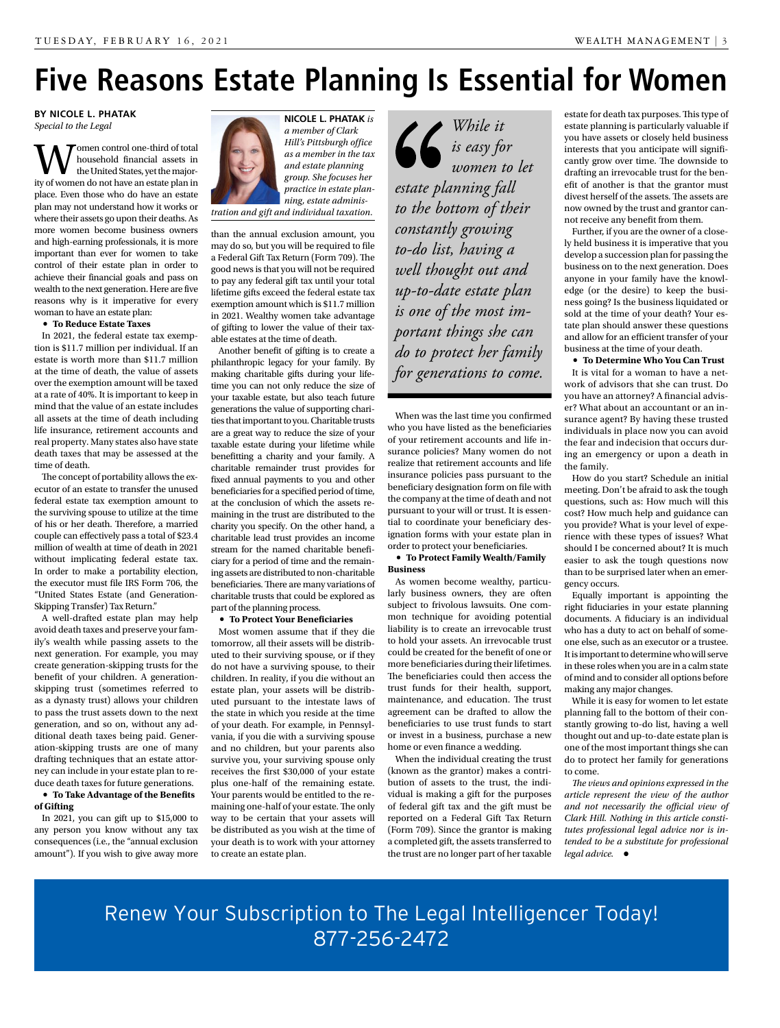# Five Reasons Estate Planning Is Essential for Women

**BY NICOLE L. PHATAK**
*Special to the Legal*

**NICOLE L. PHATAK** *is a member of Clark Hill's Pittsburgh office as a member in the tax and estate planning group. She focuses her practice in estate planning, estate administration and gift and individual taxation.*

Women control one-third of total household financial assets in the United States, yet the majority of women do not have an estate plan in place. Even those who do have an estate plan may not understand how it works or where their assets go upon their deaths. As more women become business owners and high-earning professionals, it is more important than ever for women to take control of their estate plan in order to achieve their financial goals and pass on wealth to the next generation. Here are five reasons why is it imperative for every woman to have an estate plan:

- **To Reduce Estate Taxes**

In 2021, the federal estate tax exemption is $11.7 million per individual. If an estate is worth more than $11.7 million at the time of death, the value of assets over the exemption amount will be taxed at a rate of 40%. It is important to keep in mind that the value of an estate includes all assets at the time of death including life insurance, retirement accounts and real property. Many states also have state death taxes that may be assessed at the time of death.

The concept of portability allows the executor of an estate to transfer the unused federal estate tax exemption amount to the surviving spouse to utilize at the time of his or her death. Therefore, a married couple can effectively pass a total of $23.4 million of wealth at time of death in 2021 without implicating federal estate tax. In order to make a portability election, the executor must file IRS Form 706, the "United States Estate (and Generation-Skipping Transfer) Tax Return."

A well-drafted estate plan may help avoid death taxes and preserve your family's wealth while passing assets to the next generation. For example, you may create generation-skipping trusts for the benefit of your children. A generation-skipping trust (sometimes referred to as a dynasty trust) allows your children to pass the trust assets down to the next generation, and so on, without any additional death taxes being paid. Generation-skipping trusts are one of many drafting techniques that an estate attorney can include in your estate plan to reduce death taxes for future generations.

- **To Take Advantage of the Benefits of Gifting**

In 2021, you can gift up to $15,000 to any person you know without any tax consequences (i.e., the "annual exclusion amount"). If you wish to give away more than the annual exclusion amount, you may do so, but you will be required to file a Federal Gift Tax Return (Form 709). The good news is that you will not be required to pay any federal gift tax until your total lifetime gifts exceed the federal estate tax exemption amount which is $11.7 million in 2021. Wealthy women take advantage of gifting to lower the value of their taxable estates at the time of death.

Another benefit of gifting is to create a philanthropic legacy for your family. By making charitable gifts during your lifetime you can not only reduce the size of your taxable estate, but also teach future generations the value of supporting charities that important to you. Charitable trusts are a great way to reduce the size of your taxable estate during your lifetime while benefitting a charity and your family. A charitable remainder trust provides for fixed annual payments to you and other beneficiaries for a specified period of time, at the conclusion of which the assets remaining in the trust are distributed to the charity you specify. On the other hand, a charitable lead trust provides an income stream for the named charitable beneficiary for a period of time and the remaining assets are distributed to non-charitable beneficiaries. There are many variations of charitable trusts that could be explored as part of the planning process.

- **To Protect Your Beneficiaries**

Most women assume that if they die tomorrow, all their assets will be distributed to their surviving spouse, or if they do not have a surviving spouse, to their children. In reality, if you die without an estate plan, your assets will be distributed pursuant to the intestate laws of the state in which you reside at the time of your death. For example, in Pennsylvania, if you die with a surviving spouse and no children, but your parents also survive you, your surviving spouse only receives the first $30,000 of your estate plus one-half of the remaining estate. Your parents would then be entitled to the remaining one-half of your estate. The only way to be certain that your assets will be distributed as you wish at the time of your death is to work with your attorney to create an estate plan.

> *While it is easy for women to let estate planning fall to the bottom of their constantly growing to-do list, having a well thought out and up-to-date estate plan is one of the most important things she can do to protect her family for generations to come.*

When was the last time you confirmed who you have listed as the beneficiaries of your retirement accounts and life insurance policies? Many women do not realize that retirement accounts and life insurance policies pass pursuant to the beneficiary designation form on file with the company at the time of death and not pursuant to your will or trust. It is essential to coordinate your beneficiary designation forms with your estate plan in order to protect your beneficiaries.

- **To Protect Family Wealth/Family Business**

As women become wealthy, particularly business owners, they are often subject to frivolous lawsuits. One common technique for avoiding potential liability is to create an irrevocable trust to hold your assets. An irrevocable trust could be created for the benefit of one or more beneficiaries during their lifetimes. The beneficiaries could then access the trust funds for their health, support, maintenance, and education. The trust agreement can be drafted to allow the beneficiaries to use trust funds to start or invest in a business, purchase a new home or even finance a wedding.

When the individual creating the trust (known as the grantor) makes a contribution of assets to the trust, the individual is making a gift for the purposes of federal gift tax and the gift must be reported on a Federal Gift Tax Return (Form 709). Since the grantor is making a completed gift, the assets transferred to the trust are no longer part of her taxable estate for death tax purposes. This type of estate planning is particularly valuable if you have assets or closely held business interests that you anticipate will significantly grow over time. The downside to drafting an irrevocable trust for the benefit of another is that the grantor must divest herself of the assets. The assets are now owned by the trust and grantor cannot receive any benefit from them.

Further, if you are the owner of a closely held business it is imperative that you develop a succession plan for passing the business on to the next generation. Does anyone in your family have the knowledge (or the desire) to keep the business going? Is the business liquidated or sold at the time of your death? Your estate plan should answer these questions and allow for an efficient transfer of your business at the time of your death.

- **To Determine Who You Can Trust**

It is vital for a woman to have a network of advisors that she can trust. Do you have an attorney? A financial advisor? What about an accountant or an insurance agent? By having these trusted individuals in place now you can avoid the fear and indecision that occurs during an emergency or upon a death in the family.

How do you start? Schedule an initial meeting. Don't be afraid to ask the tough questions, such as: How much will this cost? How much help and guidance can you provide? What is your level of experience with these types of issues? What should I be concerned about? It is much easier to ask the tough questions now than to be surprised later when an emergency occurs.

Equally important is appointing the right fiduciaries in your estate planning documents. A fiduciary is an individual who has a duty to act on behalf of someone else, such as an executor or a trustee. It is important to determine who will serve in these roles when you are in a calm state of mind and to consider all options before making any major changes.

While it is easy for women to let estate planning fall to the bottom of their constantly growing to-do list, having a well thought out and up-to-date estate plan is one of the most important things she can do to protect her family for generations to come.

*The views and opinions expressed in the article represent the view of the author and not necessarily the official view of Clark Hill. Nothing in this article constitutes professional legal advice nor is intended to be a substitute for professional legal advice.* ●

Renew Your Subscription to The Legal Intelligencer Today!
877-256-2472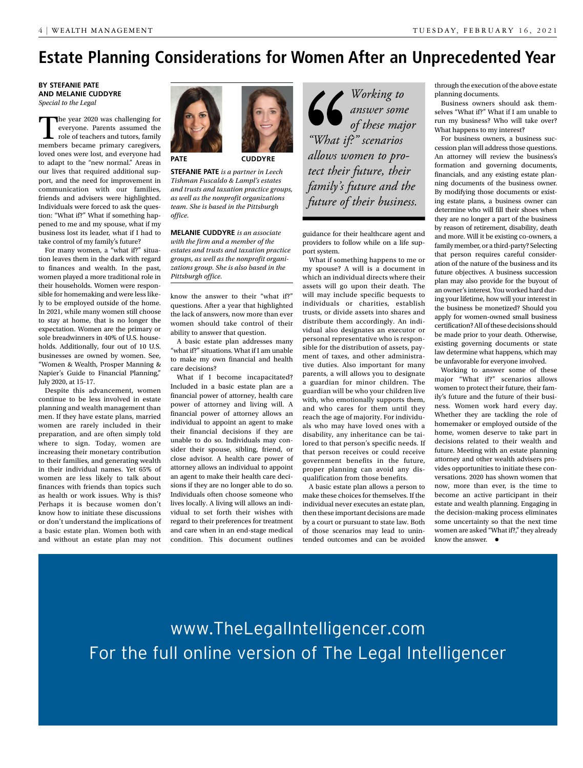# Estate Planning Considerations for Women After an Unprecedented Year

**BY STEFANIE PATE AND MELANIE CUDDYRE**
*Special to the Legal*

The year 2020 was challenging for everyone. Parents assumed the role of teachers and tutors, family members became primary caregivers, loved ones were lost, and everyone had to adapt to the "new normal." Areas in our lives that required additional support, and the need for improvement in communication with our families, friends and advisers were highlighted. Individuals were forced to ask the question: "What if?" What if something happened to me and my spouse, what if my business lost its leader, what if I had to take control of my family's future?

For many women, a "what if?" situation leaves them in the dark with regard to finances and wealth. In the past, women played a more traditional role in their households. Women were responsible for homemaking and were less likely to be employed outside of the home. In 2021, while many women still choose to stay at home, that is no longer the expectation. Women are the primary or sole breadwinners in 40% of U.S. households. Additionally, four out of 10 U.S. businesses are owned by women. See, "Women & Wealth, Prosper Manning & Napier's Guide to Financial Planning," July 2020, at 15-17.

Despite this advancement, women continue to be less involved in estate planning and wealth management than men. If they have estate plans, married women are rarely included in their preparation, and are often simply told where to sign. Today, women are increasing their monetary contribution to their families, and generating wealth in their individual names. Yet 65% of women are less likely to talk about finances with friends than topics such as health or work issues. Why is this? Perhaps it is because women don't know how to initiate these discussions or don't understand the implications of a basic estate plan. Women both with and without an estate plan may not know the answer to their "what if?" questions. After a year that highlighted the lack of answers, now more than ever women should take control of their ability to answer that question.

PATE

CUDDYRE

**STEFANIE PATE** *is a partner in Leech Tishman Fuscaldo & Lampl's estates and trusts and taxation practice groups, as well as the nonprofit organizations team. She is based in the Pittsburgh office.*

**MELANIE CUDDYRE** *is an associate with the firm and a member of the estates and trusts and taxation practice groups, as well as the nonprofit organizations group. She is also based in the Pittsburgh office.*

A basic estate plan addresses many "what if?" situations. What if I am unable to make my own financial and health care decisions?

What if I become incapacitated? Included in a basic estate plan are a financial power of attorney, health care power of attorney and living will. A financial power of attorney allows an individual to appoint an agent to make their financial decisions if they are unable to do so. Individuals may consider their spouse, sibling, friend, or close advisor. A health care power of attorney allows an individual to appoint an agent to make their health care decisions if they are no longer able to do so. Individuals often choose someone who lives locally. A living will allows an individual to set forth their wishes with regard to their preferences for treatment and care when in an end-stage medical condition. This document outlines guidance for their healthcare agent and providers to follow while on a life support system.

> *Working to answer some of these major "What if?" scenarios allows women to protect their future, their family's future and the future of their business.*

What if something happens to me or my spouse? A will is a document in which an individual directs where their assets will go upon their death. The will may include specific bequests to individuals or charities, establish trusts, or divide assets into shares and distribute them accordingly. An individual also designates an executor or personal representative who is responsible for the distribution of assets, payment of taxes, and other administrative duties. Also important for many parents, a will allows you to designate a guardian for minor children. The guardian will be who your children live with, who emotionally supports them, and who cares for them until they reach the age of majority. For individuals who may have loved ones with a disability, any inheritance can be tailored to that person's specific needs. If that person receives or could receive government benefits in the future, proper planning can avoid any disqualification from those benefits.

A basic estate plan allows a person to make these choices for themselves. If the individual never executes an estate plan, then these important decisions are made by a court or pursuant to state law. Both of those scenarios may lead to unintended outcomes and can be avoided through the execution of the above estate planning documents.

Business owners should ask themselves "What if?" What if I am unable to run my business? Who will take over? What happens to my interest?

For business owners, a business succession plan will address those questions. An attorney will review the business's formation and governing documents, financials, and any existing estate planning documents of the business owner. By modifying those documents or existing estate plans, a business owner can determine who will fill their shoes when they are no longer a part of the business by reason of retirement, disability, death and more. Will it be existing co-owners, a family member, or a third-party? Selecting that person requires careful consideration of the nature of the business and its future objectives. A business succession plan may also provide for the buyout of an owner's interest. You worked hard during your lifetime, how will your interest in the business be monetized? Should you apply for women-owned small business certification? All of these decisions should be made prior to your death. Otherwise, existing governing documents or state law determine what happens, which may be unfavorable for everyone involved.

Working to answer some of these major "What if?" scenarios allows women to protect their future, their family's future and the future of their business. Women work hard every day. Whether they are tackling the role of homemaker or employed outside of the home, women deserve to take part in decisions related to their wealth and future. Meeting with an estate planning attorney and other wealth advisers provides opportunities to initiate these conversations. 2020 has shown women that now, more than ever, is the time to become an active participant in their estate and wealth planning. Engaging in the decision-making process eliminates some uncertainty so that the next time women are asked "What if?," they already know the answer. ●

www.TheLegalIntelligencer.com
For the full online version of The Legal Intelligencer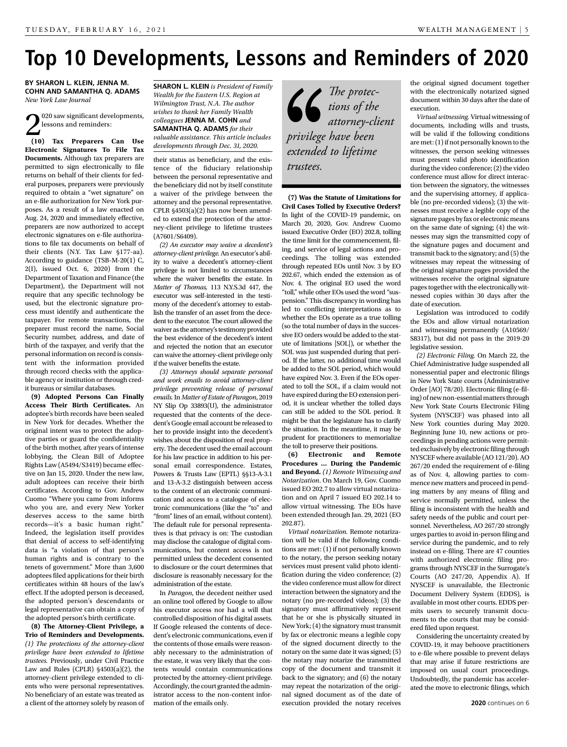# Top 10 Developments, Lessons and Reminders of 2020

**BY SHARON L. KLEIN, JENNA M. COHN AND SAMANTHA Q. ADAMS**
*New York Law Journal*

2020 saw significant developments, lessons and reminders:

**(10) Tax Preparers Can Use Electronic Signatures To File Tax Documents.** Although tax preparers are permitted to sign electronically to file returns on behalf of their clients for federal purposes, preparers were previously required to obtain a "wet signature" on an e-file authorization for New York purposes. As a result of a law enacted on Aug. 24, 2020 and immediately effective, preparers are now authorized to accept electronic signatures on e-file authorizations to file tax documents on behalf of their clients (N.Y. Tax Law §177-aa). According to guidance (TSB-M-20(1) C, 2(I), issued Oct. 6, 2020) from the Department of Taxation and Finance (the Department), the Department will not require that any specific technology be used, but the electronic signature process must identify and authenticate the taxpayer. For remote transactions, the preparer must record the name, Social Security number, address, and date of birth of the taxpayer, and verify that the personal information on record is consistent with the information provided through record checks with the applicable agency or institution or through credit bureaus or similar databases.

**(9) Adopted Persons Can Finally Access Their Birth Certificates.** An adoptee's birth records have been sealed in New York for decades. Whether the original intent was to protect the adoptive parties or guard the confidentiality of the birth mother, after years of intense lobbying, the Clean Bill of Adoptee Rights Law (A5494/S3419) became effective on Jan 15, 2020. Under the new law, adult adoptees can receive their birth certificates. According to Gov. Andrew Cuomo "Where you came from informs who you are, and every New Yorker deserves access to the same birth records—it's a basic human right." Indeed, the legislation itself provides that denial of access to self-identifying data is "a violation of that person's human rights and is contrary to the tenets of government." More than 3,600 adoptees filed applications for their birth certificates within 48 hours of the law's effect. If the adopted person is deceased, the adopted person's descendants or legal representative can obtain a copy of the adopted person's birth certificate.

**(8) The Attorney-Client Privilege, a Trio of Reminders and Developments.** *(1) The protections of the attorney-client privilege have been extended to lifetime trustees.* Previously, under Civil Practice Law and Rules (CPLR) §4503(a)(2), the attorney-client privilege extended to clients who were personal representatives. No beneficiary of an estate was treated as a client of the attorney solely by reason of

**SHARON L. KLEIN** *is President of Family Wealth for the Eastern U.S. Region at Wilmington Trust, N.A. The author wishes to thank her Family Wealth colleagues* **JENNA M. COHN** *and* **SAMANTHA Q. ADAMS** *for their valuable assistance. This article includes developments through Dec. 31, 2020.*

their status as beneficiary, and the existence of the fiduciary relationship between the personal representative and the beneficiary did not by itself constitute a waiver of the privilege between the attorney and the personal representative. CPLR §4503(a)(2) has now been amended to extend the protection of the attorney-client privilege to lifetime trustees (A7601/S6409).

*(2) An executor may waive a decedent's attorney-client privilege.* An executor's ability to waive a decedent's attorney-client privilege is not limited to circumstances where the waiver benefits the estate. In *Matter of Thomas,* 113 N.Y.S.3d 447, the executor was self-interested in the testimony of the decedent's attorney to establish the transfer of an asset from the decedent to the executor. The court allowed the waiver as the attorney's testimony provided the best evidence of the decedent's intent and rejected the notion that an executor can waive the attorney-client privilege only if the waiver benefits the estate.

*(3) Attorneys should separate personal and work emails to avoid attorney-client privilege preventing release of personal emails.* In *Matter of Estate of Paragon*, 2019 NY Slip Op 33893(U), the administrator requested that the contents of the decedent's Google email account be released to her to provide insight into the decedent's wishes about the disposition of real property. The decedent used the email account for his law practice in addition to his personal email correspondence. Estates, Powers & Trusts Law (EPTL) §§13-A-3.1 and 13-A-3.2 distinguish between access to the content of an electronic communication and access to a catalogue of electronic communications (like the "to" and "from" lines of an email, without content). The default rule for personal representatives is that privacy is on: The custodian may disclose the catalogue of digital communications, but content access is not permitted unless the decedent consented to disclosure or the court determines that disclosure is reasonably necessary for the administration of the estate.

In *Paragon*, the decedent neither used an online tool offered by Google to allow his executor access nor had a will that controlled disposition of his digital assets. If Google released the contents of decedent's electronic communications, even if the contents of those emails were reasonably necessary to the administration of the estate, it was very likely that the contents would contain communications protected by the attorney-client privilege. Accordingly, the court granted the administrator access to the non-content information of the emails only.

> *The protections of the attorney-client privilege have been extended to lifetime trustees.*

**(7) Was the Statute of Limitations for Civil Cases Tolled by Executive Orders?** In light of the COVID-19 pandemic, on March 20, 2020, Gov. Andrew Cuomo issued Executive Order (EO) 202.8, tolling the time limit for the commencement, filing, and service of legal actions and proceedings. The tolling was extended through repeated EOs until Nov. 3 by EO 202.67, which ended the extension as of Nov. 4. The original EO used the word "toll," while other EOs used the word "suspension." This discrepancy in wording has led to conflicting interpretations as to whether the EOs operate as a true tolling (so the total number of days in the successive EO orders would be added to the statute of limitations [SOL]), or whether the SOL was just suspended during that period. If the latter, no additional time would be added to the SOL period, which would have expired Nov. 3. Even if the EOs operated to toll the SOL, if a claim would not have expired during the EO extension period, it is unclear whether the tolled days can still be added to the SOL period. It might be that the legislature has to clarify the situation. In the meantime, it may be prudent for practitioners to memorialize the toll to preserve their positions.

**(6) Electronic and Remote Procedures ... During the Pandemic and Beyond.** *(1) Remote Witnessing and Notarization*. On March 19, Gov. Cuomo issued EO 202.7 to allow virtual notarization and on April 7 issued EO 202.14 to allow virtual witnessing. The EOs have been extended through Jan. 29, 2021 (EO 202.87).

*Virtual notarization.* Remote notarization will be valid if the following conditions are met: (1) if not personally known to the notary, the person seeking notary services must present valid photo identification during the video conference; (2) the video conference must allow for direct interaction between the signatory and the notary (no pre-recorded videos); (3) the signatory must affirmatively represent that he or she is physically situated in New York; (4) the signatory must transmit by fax or electronic means a legible copy of the signed document directly to the notary on the same date it was signed; (5) the notary may notarize the transmitted copy of the document and transmit it back to the signatory; and (6) the notary may repeat the notarization of the original signed document as of the date of execution provided the notary receives the original signed document together with the electronically notarized signed document within 30 days after the date of execution.

*Virtual witnessing.* Virtual witnessing of documents, including wills and trusts, will be valid if the following conditions are met: (1) if not personally known to the witnesses, the person seeking witnesses must present valid photo identification during the video conference; (2) the video conference must allow for direct interaction between the signatory, the witnesses and the supervising attorney, if applicable (no pre-recorded videos); (3) the witnesses must receive a legible copy of the signature pages by fax or electronic means on the same date of signing; (4) the witnesses may sign the transmitted copy of the signature pages and document and transmit back to the signatory; and (5) the witnesses may repeat the witnessing of the original signature pages provided the witnesses receive the original signature pages together with the electronically witnessed copies within 30 days after the date of execution.

Legislation was introduced to codify the EOs and allow virtual notarization and witnessing permanently (A10569/S8317), but did not pass in the 2019-20 legislative session.

*(2) Electronic Filing.* On March 22, the Chief Administrative Judge suspended all nonessential paper and electronic filings in New York State courts (Administrative Order [AO] 78/20). Electronic filing (e-filing) of new non-essential matters through New York State Courts Electronic Filing System (NYSCEF) was phased into all New York counties during May 2020. Beginning June 10, new actions or proceedings in pending actions were permitted exclusively by electronic filing through NYSCEF where available (AO 121/20). AO 267/20 ended the requirement of e-filing as of Nov. 4, allowing parties to commence new matters and proceed in pending matters by any means of filing and service normally permitted, unless the filing is inconsistent with the health and safety needs of the public and court personnel. Nevertheless, AO 267/20 strongly urges parties to avoid in-person filing and service during the pandemic, and to rely instead on e-filing. There are 47 counties with authorized electronic filing programs through NYSCEF in the Surrogate's Courts (AO 247/20, Appendix A). If NYSCEF is unavailable, the Electronic Document Delivery System (EDDS), is available in most other courts. EDDS permits users to securely transmit documents to the courts that may be considered filed upon request.

Considering the uncertainty created by COVID-19, it may behoove practitioners to e-file where possible to prevent delays that may arise if future restrictions are imposed on usual court proceedings. Undoubtedly, the pandemic has accelerated the move to electronic filings, which

**2020** continues on 6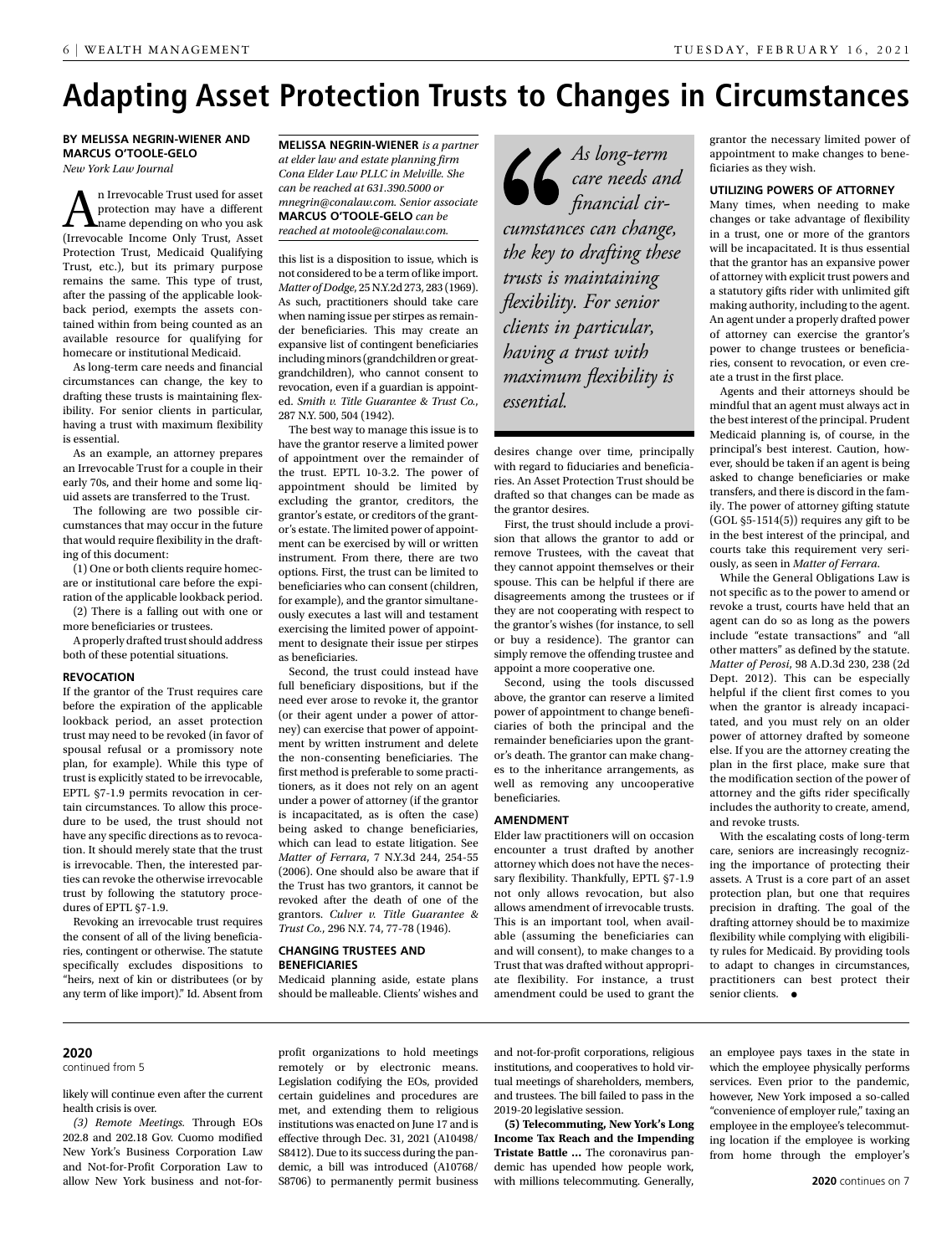# Adapting Asset Protection Trusts to Changes in Circumstances

**BY MELISSA NEGRIN-WIENER AND MARCUS O'TOOLE-GELO**
*New York Law Journal*

An Irrevocable Trust used for asset protection may have a different name depending on who you ask (Irrevocable Income Only Trust, Asset Protection Trust, Medicaid Qualifying Trust, etc.), but its primary purpose remains the same. This type of trust, after the passing of the applicable lookback period, exempts the assets contained within from being counted as an available resource for qualifying for homecare or institutional Medicaid.

As long-term care needs and financial circumstances can change, the key to drafting these trusts is maintaining flexibility. For senior clients in particular, having a trust with maximum flexibility is essential.

As an example, an attorney prepares an Irrevocable Trust for a couple in their early 70s, and their home and some liquid assets are transferred to the Trust.

The following are two possible circumstances that may occur in the future that would require flexibility in the drafting of this document:

(1) One or both clients require homecare or institutional care before the expiration of the applicable lookback period.

(2) There is a falling out with one or more beneficiaries or trustees.

A properly drafted trust should address both of these potential situations.

### REVOCATION

If the grantor of the Trust requires care before the expiration of the applicable lookback period, an asset protection trust may need to be revoked (in favor of spousal refusal or a promissory note plan, for example). While this type of trust is explicitly stated to be irrevocable, EPTL §7-1.9 permits revocation in certain circumstances. To allow this procedure to be used, the trust should not have any specific directions as to revocation. It should merely state that the trust is irrevocable. Then, the interested parties can revoke the otherwise irrevocable trust by following the statutory procedures of EPTL §7-1.9.

Revoking an irrevocable trust requires the consent of all of the living beneficiaries, contingent or otherwise. The statute specifically excludes dispositions to "heirs, next of kin or distributees (or by any term of like import)." Id. Absent from

**MELISSA NEGRIN-WIENER** *is a partner at elder law and estate planning firm Cona Elder Law PLLC in Melville. She can be reached at 631.390.5000 or mnegrin@conalaw.com. Senior associate* **MARCUS O'TOOLE-GELO** *can be reached at motoole@conalaw.com.*

this list is a disposition to issue, which is not considered to be a term of like import. *Matter of Dodge*, 25 N.Y.2d 273, 283 (1969). As such, practitioners should take care when naming issue per stirpes as remainder beneficiaries. This may create an expansive list of contingent beneficiaries including minors (grandchildren or great-grandchildren), who cannot consent to revocation, even if a guardian is appointed. *Smith v. Title Guarantee & Trust Co.*, 287 N.Y. 500, 504 (1942).

The best way to manage this issue is to have the grantor reserve a limited power of appointment over the remainder of the trust. EPTL 10-3.2. The power of appointment should be limited by excluding the grantor, creditors, the grantor's estate, or creditors of the grantor's estate. The limited power of appointment can be exercised by will or written instrument. From there, there are two options. First, the trust can be limited to beneficiaries who can consent (children, for example), and the grantor simultaneously executes a last will and testament exercising the limited power of appointment to designate their issue per stirpes as beneficiaries.

Second, the trust could instead have full beneficiary dispositions, but if the need ever arose to revoke it, the grantor (or their agent under a power of attorney) can exercise that power of appointment by written instrument and delete the non-consenting beneficiaries. The first method is preferable to some practitioners, as it does not rely on an agent under a power of attorney (if the grantor is incapacitated, as is often the case) being asked to change beneficiaries, which can lead to estate litigation. See *Matter of Ferrara*, 7 N.Y.3d 244, 254-55 (2006). One should also be aware that if the Trust has two grantors, it cannot be revoked after the death of one of the grantors. *Culver v. Title Guarantee & Trust Co.*, 296 N.Y. 74, 77-78 (1946).

### CHANGING TRUSTEES AND BENEFICIARIES

Medicaid planning aside, estate plans should be malleable. Clients' wishes and

> *As long-term care needs and financial circumstances can change, the key to drafting these trusts is maintaining flexibility. For senior clients in particular, having a trust with maximum flexibility is essential.*

desires change over time, principally with regard to fiduciaries and beneficiaries. An Asset Protection Trust should be drafted so that changes can be made as the grantor desires.

First, the trust should include a provision that allows the grantor to add or remove Trustees, with the caveat that they cannot appoint themselves or their spouse. This can be helpful if there are disagreements among the trustees or if they are not cooperating with respect to the grantor's wishes (for instance, to sell or buy a residence). The grantor can simply remove the offending trustee and appoint a more cooperative one.

Second, using the tools discussed above, the grantor can reserve a limited power of appointment to change beneficiaries of both the principal and the remainder beneficiaries upon the grantor's death. The grantor can make changes to the inheritance arrangements, as well as removing any uncooperative beneficiaries.

### AMENDMENT

Elder law practitioners will on occasion encounter a trust drafted by another attorney which does not have the necessary flexibility. Thankfully, EPTL §7-1.9 not only allows revocation, but also allows amendment of irrevocable trusts. This is an important tool, when available (assuming the beneficiaries can and will consent), to make changes to a Trust that was drafted without appropriate flexibility. For instance, a trust amendment could be used to grant the grantor the necessary limited power of appointment to make changes to beneficiaries as they wish.

### UTILIZING POWERS OF ATTORNEY

Many times, when needing to make changes or take advantage of flexibility in a trust, one or more of the grantors will be incapacitated. It is thus essential that the grantor has an expansive power of attorney with explicit trust powers and a statutory gifts rider with unlimited gift making authority, including to the agent. An agent under a properly drafted power of attorney can exercise the grantor's power to change trustees or beneficiaries, consent to revocation, or even create a trust in the first place.

Agents and their attorneys should be mindful that an agent must always act in the best interest of the principal. Prudent Medicaid planning is, of course, in the principal's best interest. Caution, however, should be taken if an agent is being asked to change beneficiaries or make transfers, and there is discord in the family. The power of attorney gifting statute (GOL §5-1514(5)) requires any gift to be in the best interest of the principal, and courts take this requirement very seriously, as seen in *Matter of Ferrara*.

While the General Obligations Law is not specific as to the power to amend or revoke a trust, courts have held that an agent can do so as long as the powers include "estate transactions" and "all other matters" as defined by the statute. *Matter of Perosi*, 98 A.D.3d 230, 238 (2d Dept. 2012). This can be especially helpful if the client first comes to you when the grantor is already incapacitated, and you must rely on an older power of attorney drafted by someone else. If you are the attorney creating the plan in the first place, make sure that the modification section of the power of attorney and the gifts rider specifically includes the authority to create, amend, and revoke trusts.

With the escalating costs of long-term care, seniors are increasingly recognizing the importance of protecting their assets. A Trust is a core part of an asset protection plan, but one that requires precision in drafting. The goal of the drafting attorney should be to maximize flexibility while complying with eligibility rules for Medicaid. By providing tools to adapt to changes in circumstances, practitioners can best protect their senior clients. ●

---

**2020**
continued from 5

likely will continue even after the current health crisis is over.

*(3) Remote Meetings.* Through EOs 202.8 and 202.18 Gov. Cuomo modified New York's Business Corporation Law and Not-for-Profit Corporation Law to allow New York business and not-for-profit organizations to hold meetings remotely or by electronic means. Legislation codifying the EOs, provided certain guidelines and procedures are met, and extending them to religious institutions was enacted on June 17 and is effective through Dec. 31, 2021 (A10498/S8412). Due to its success during the pandemic, a bill was introduced (A10768/S8706) to permanently permit business and not-for-profit corporations, religious institutions, and cooperatives to hold virtual meetings of shareholders, members, and trustees. The bill failed to pass in the 2019-20 legislative session.

**(5) Telecommuting, New York's Long Income Tax Reach and the Impending Tristate Battle ...** The coronavirus pandemic has upended how people work, with millions telecommuting. Generally, an employee pays taxes in the state in which the employee physically performs services. Even prior to the pandemic, however, New York imposed a so-called "convenience of employer rule," taxing an employee in the employee's telecommuting location if the employee is working from home through the employer's

**2020** continues on 7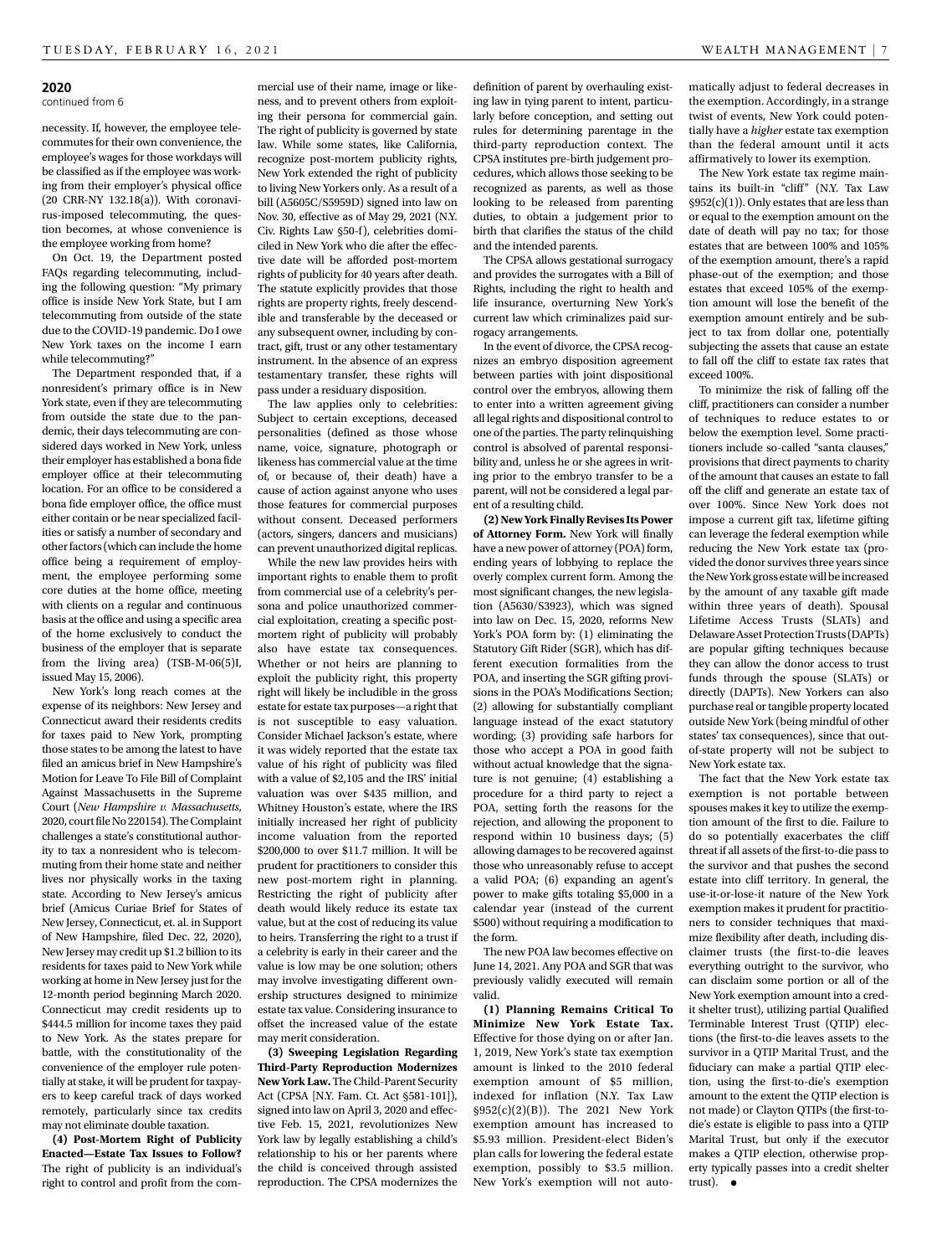**2020**

continued from 6

necessity. If, however, the employee telecommutes for their own convenience, the employee's wages for those workdays will be classified as if the employee was working from their employer's physical office (20 CRR-NY 132.18(a)). With coronavirus-imposed telecommuting, the question becomes, at whose convenience is the employee working from home?

On Oct. 19, the Department posted FAQs regarding telecommuting, including the following question: "My primary office is inside New York State, but I am telecommuting from outside of the state due to the COVID-19 pandemic. Do I owe New York taxes on the income I earn while telecommuting?"

The Department responded that, if a nonresident's primary office is in New York state, even if they are telecommuting from outside the state due to the pandemic, their days telecommuting are considered days worked in New York, unless their employer has established a bona fide employer office at their telecommuting location. For an office to be considered a bona fide employer office, the office must either contain or be near specialized facilities or satisfy a number of secondary and other factors (which can include the home office being a requirement of employment, the employee performing some core duties at the home office, meeting with clients on a regular and continuous basis at the office and using a specific area of the home exclusively to conduct the business of the employer that is separate from the living area) (TSB-M-06(5)I, issued May 15, 2006).

New York's long reach comes at the expense of its neighbors: New Jersey and Connecticut award their residents credits for taxes paid to New York, prompting those states to be among the latest to have filed an amicus brief in New Hampshire's Motion for Leave To File Bill of Complaint Against Massachusetts in the Supreme Court (*New Hampshire v. Massachusetts*, 2020, court file No 220154). The Complaint challenges a state's constitutional authority to tax a nonresident who is telecommuting from their home state and neither lives nor physically works in the taxing state. According to New Jersey's amicus brief (Amicus Curiae Brief for States of New Jersey, Connecticut, et. al. in Support of New Hampshire, filed Dec. 22, 2020), New Jersey may credit up $1.2 billion to its residents for taxes paid to New York while working at home in New Jersey just for the 12-month period beginning March 2020. Connecticut may credit residents up to $444.5 million for income taxes they paid to New York. As the states prepare for battle, with the constitutionality of the convenience of the employer rule potentially at stake, it will be prudent for taxpayers to keep careful track of days worked remotely, particularly since tax credits may not eliminate double taxation.

**(4) Post-Mortem Right of Publicity Enacted—Estate Tax Issues to Follow?** The right of publicity is an individual's right to control and profit from the commercial use of their name, image or likeness, and to prevent others from exploiting their persona for commercial gain. The right of publicity is governed by state law. While some states, like California, recognize post-mortem publicity rights, New York extended the right of publicity to living New Yorkers only. As a result of a bill (A5605C/S5959D) signed into law on Nov. 30, effective as of May 29, 2021 (N.Y. Civ. Rights Law §50-f), celebrities domiciled in New York who die after the effective date will be afforded post-mortem rights of publicity for 40 years after death. The statute explicitly provides that those rights are property rights, freely descendible and transferable by the deceased or any subsequent owner, including by contract, gift, trust or any other testamentary instrument. In the absence of an express testamentary transfer, these rights will pass under a residuary disposition.

The law applies only to celebrities: Subject to certain exceptions, deceased personalities (defined as those whose name, voice, signature, photograph or likeness has commercial value at the time of, or because of, their death) have a cause of action against anyone who uses those features for commercial purposes without consent. Deceased performers (actors, singers, dancers and musicians) can prevent unauthorized digital replicas.

While the new law provides heirs with important rights to enable them to profit from commercial use of a celebrity's persona and police unauthorized commercial exploitation, creating a specific post-mortem right of publicity will probably also have estate tax consequences. Whether or not heirs are planning to exploit the publicity right, this property right will likely be includible in the gross estate for estate tax purposes—a right that is not susceptible to easy valuation. Consider Michael Jackson's estate, where it was widely reported that the estate tax value of his right of publicity was filed with a value of $2,105 and the IRS' initial valuation was over $435 million, and Whitney Houston's estate, where the IRS initially increased her right of publicity income valuation from the reported $200,000 to over $11.7 million. It will be prudent for practitioners to consider this new post-mortem right in planning. Restricting the right of publicity after death would likely reduce its estate tax value, but at the cost of reducing its value to heirs. Transferring the right to a trust if a celebrity is early in their career and the value is low may be one solution; others may involve investigating different ownership structures designed to minimize estate tax value. Considering insurance to offset the increased value of the estate may merit consideration.

**(3) Sweeping Legislation Regarding Third-Party Reproduction Modernizes New York Law.** The Child-Parent Security Act (CPSA [N.Y. Fam. Ct. Act §581-101]), signed into law on April 3, 2020 and effective Feb. 15, 2021, revolutionizes New York law by legally establishing a child's relationship to his or her parents where the child is conceived through assisted reproduction. The CPSA modernizes the definition of parent by overhauling existing law in tying parent to intent, particularly before conception, and setting out rules for determining parentage in the third-party reproduction context. The CPSA institutes pre-birth judgement procedures, which allows those seeking to be recognized as parents, as well as those looking to be released from parenting duties, to obtain a judgement prior to birth that clarifies the status of the child and the intended parents.

The CPSA allows gestational surrogacy and provides the surrogates with a Bill of Rights, including the right to health and life insurance, overturning New York's current law which criminalizes paid surrogacy arrangements.

In the event of divorce, the CPSA recognizes an embryo disposition agreement between parties with joint dispositional control over the embryos, allowing them to enter into a written agreement giving all legal rights and dispositional control to one of the parties. The party relinquishing control is absolved of parental responsibility and, unless he or she agrees in writing prior to the embryo transfer to be a parent, will not be considered a legal parent of a resulting child.

**(2) New York Finally Revises Its Power of Attorney Form.** New York will finally have a new power of attorney (POA) form, ending years of lobbying to replace the overly complex current form. Among the most significant changes, the new legislation (A5630/S3923), which was signed into law on Dec. 15, 2020, reforms New York's POA form by: (1) eliminating the Statutory Gift Rider (SGR), which has different execution formalities from the POA, and inserting the SGR gifting provisions in the POA's Modifications Section; (2) allowing for substantially compliant language instead of the exact statutory wording; (3) providing safe harbors for those who accept a POA in good faith without actual knowledge that the signature is not genuine; (4) establishing a procedure for a third party to reject a POA, setting forth the reasons for the rejection, and allowing the proponent to respond within 10 business days; (5) allowing damages to be recovered against those who unreasonably refuse to accept a valid POA; (6) expanding an agent's power to make gifts totaling $5,000 in a calendar year (instead of the current $500) without requiring a modification to the form.

The new POA law becomes effective on June 14, 2021. Any POA and SGR that was previously validly executed will remain valid.

**(1) Planning Remains Critical To Minimize New York Estate Tax.** Effective for those dying on or after Jan. 1, 2019, New York's state tax exemption amount is linked to the 2010 federal exemption amount of $5 million, indexed for inflation (N.Y. Tax Law §952(c)(2)(B)). The 2021 New York exemption amount has increased to $5.93 million. President-elect Biden's plan calls for lowering the federal estate exemption, possibly to $3.5 million. New York's exemption will not automatically adjust to federal decreases in the exemption. Accordingly, in a strange twist of events, New York could potentially have a *higher* estate tax exemption than the federal amount until it acts affirmatively to lower its exemption.

The New York estate tax regime maintains its built-in "cliff" (N.Y. Tax Law §952(c)(1)). Only estates that are less than or equal to the exemption amount on the date of death will pay no tax; for those estates that are between 100% and 105% of the exemption amount, there's a rapid phase-out of the exemption; and those estates that exceed 105% of the exemption amount will lose the benefit of the exemption amount entirely and be subject to tax from dollar one, potentially subjecting the assets that cause an estate to fall off the cliff to estate tax rates that exceed 100%.

To minimize the risk of falling off the cliff, practitioners can consider a number of techniques to reduce estates to or below the exemption level. Some practitioners include so-called "santa clauses," provisions that direct payments to charity of the amount that causes an estate to fall off the cliff and generate an estate tax of over 100%. Since New York does not impose a current gift tax, lifetime gifting can leverage the federal exemption while reducing the New York estate tax (provided the donor survives three years since the New York gross estate will be increased by the amount of any taxable gift made within three years of death). Spousal Lifetime Access Trusts (SLATs) and Delaware Asset Protection Trusts (DAPTs) are popular gifting techniques because they can allow the donor access to trust funds through the spouse (SLATs) or directly (DAPTs). New Yorkers can also purchase real or tangible property located outside New York (being mindful of other states' tax consequences), since that out-of-state property will not be subject to New York estate tax.

The fact that the New York estate tax exemption is not portable between spouses makes it key to utilize the exemption amount of the first to die. Failure to do so potentially exacerbates the cliff threat if all assets of the first-to-die pass to the survivor and that pushes the second estate into cliff territory. In general, the use-it-or-lose-it nature of the New York exemption makes it prudent for practitioners to consider techniques that maximize flexibility after death, including disclaimer trusts (the first-to-die leaves everything outright to the survivor, who can disclaim some portion or all of the New York exemption amount into a credit shelter trust), utilizing partial Qualified Terminable Interest Trust (QTIP) elections (the first-to-die leaves assets to the survivor in a QTIP Marital Trust, and the fiduciary can make a partial QTIP election, using the first-to-die's exemption amount to the extent the QTIP election is not made) or Clayton QTIPs (the first-to-die's estate is eligible to pass into a QTIP Marital Trust, but only if the executor makes a QTIP election, otherwise property typically passes into a credit shelter trust). ●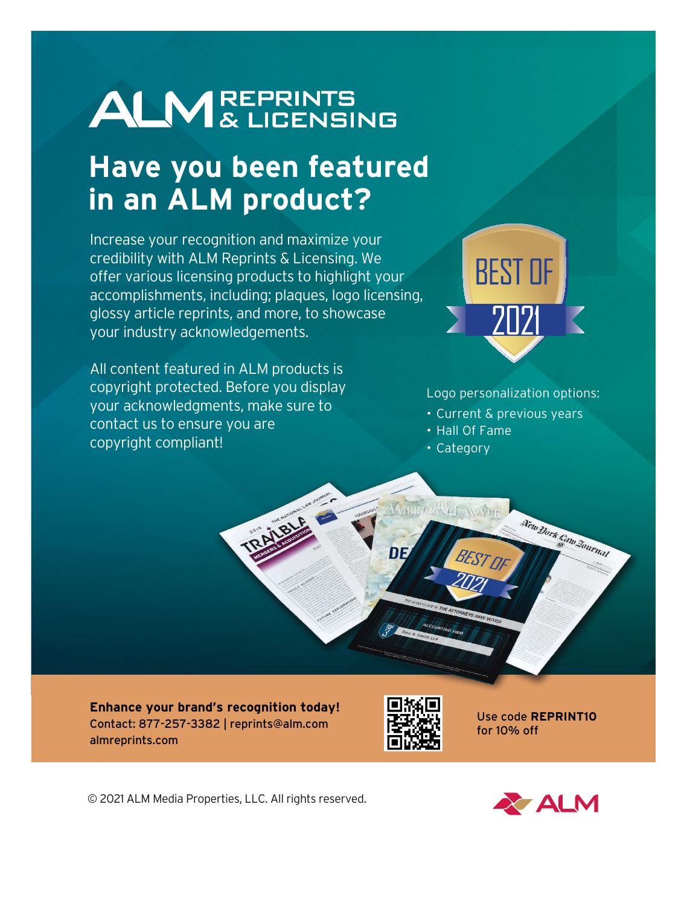# ALM REPRINTS & LICENSING

## Have you been featured in an ALM product?

Increase your recognition and maximize your credibility with ALM Reprints & Licensing. We offer various licensing products to highlight your accomplishments, including; plaques, logo licensing, glossy article reprints, and more, to showcase your industry acknowledgements.

All content featured in ALM products is copyright protected. Before you display your acknowledgments, make sure to contact us to ensure you are copyright compliant!

BEST OF 2021

Logo personalization options:

- Current & previous years
- Hall Of Fame
- Category

**Enhance your brand's recognition today!**
Contact: 877-257-3382 | reprints@alm.com
almreprints.com

Use code **REPRINT10** for 10% off

© 2021 ALM Media Properties, LLC. All rights reserved.